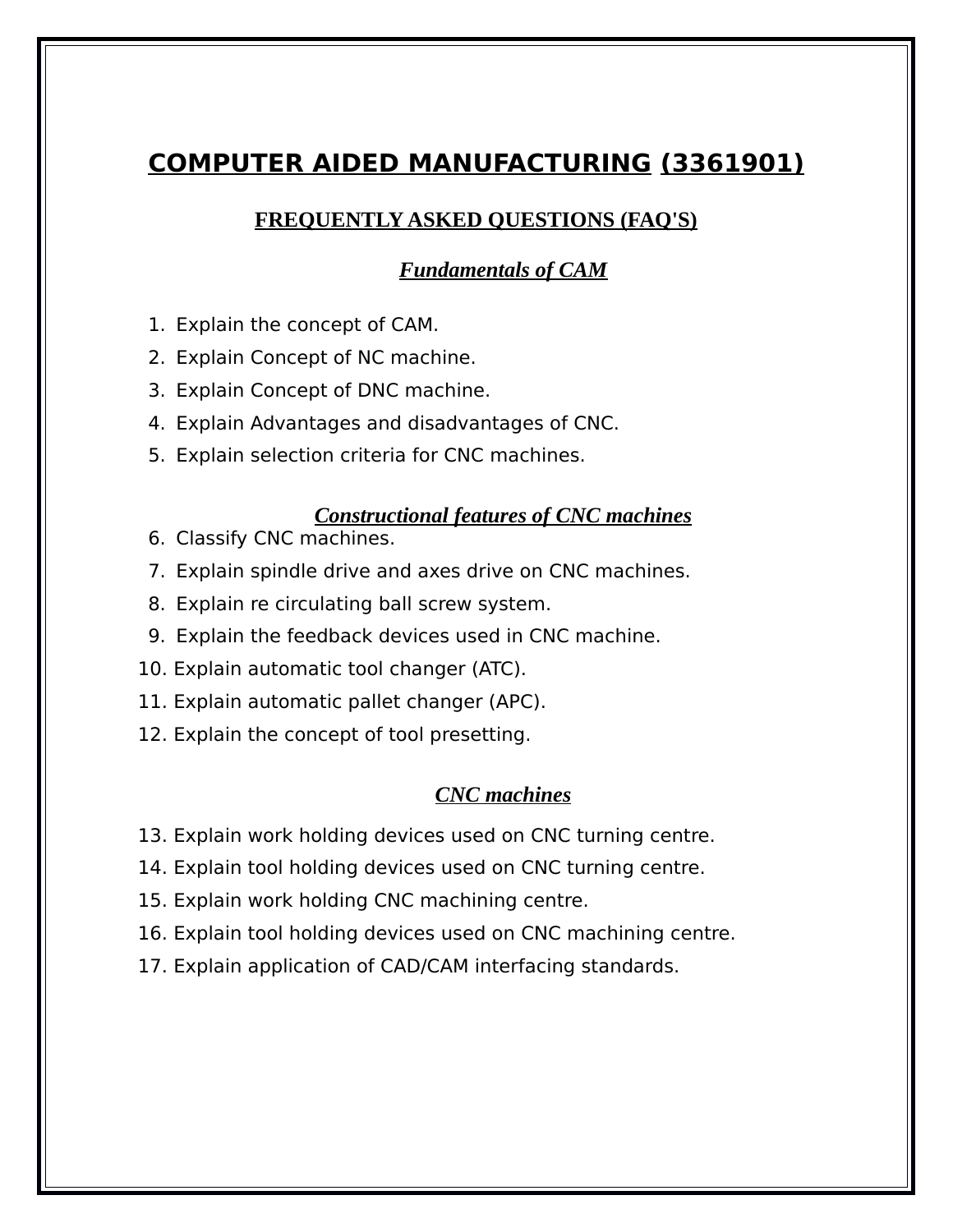# COMPUTER AIDED MANUFACTURING (3361901)

## FREQUENTLY ASKED QUESTIONS (FAQ'S)

### *Fundamentals of CAM*

1. Explain the concept of CAM.
2. Explain Concept of NC machine.
3. Explain Concept of DNC machine.
4. Explain Advantages and disadvantages of CNC.
5. Explain selection criteria for CNC machines.

### *Constructional features of CNC machines*

6. Classify CNC machines.
7. Explain spindle drive and axes drive on CNC machines.
8. Explain re circulating ball screw system.
9. Explain the feedback devices used in CNC machine.
10. Explain automatic tool changer (ATC).
11. Explain automatic pallet changer (APC).
12. Explain the concept of tool presetting.

### *CNC machines*

13. Explain work holding devices used on CNC turning centre.
14. Explain tool holding devices used on CNC turning centre.
15. Explain work holding CNC machining centre.
16. Explain tool holding devices used on CNC machining centre.
17. Explain application of CAD/CAM interfacing standards.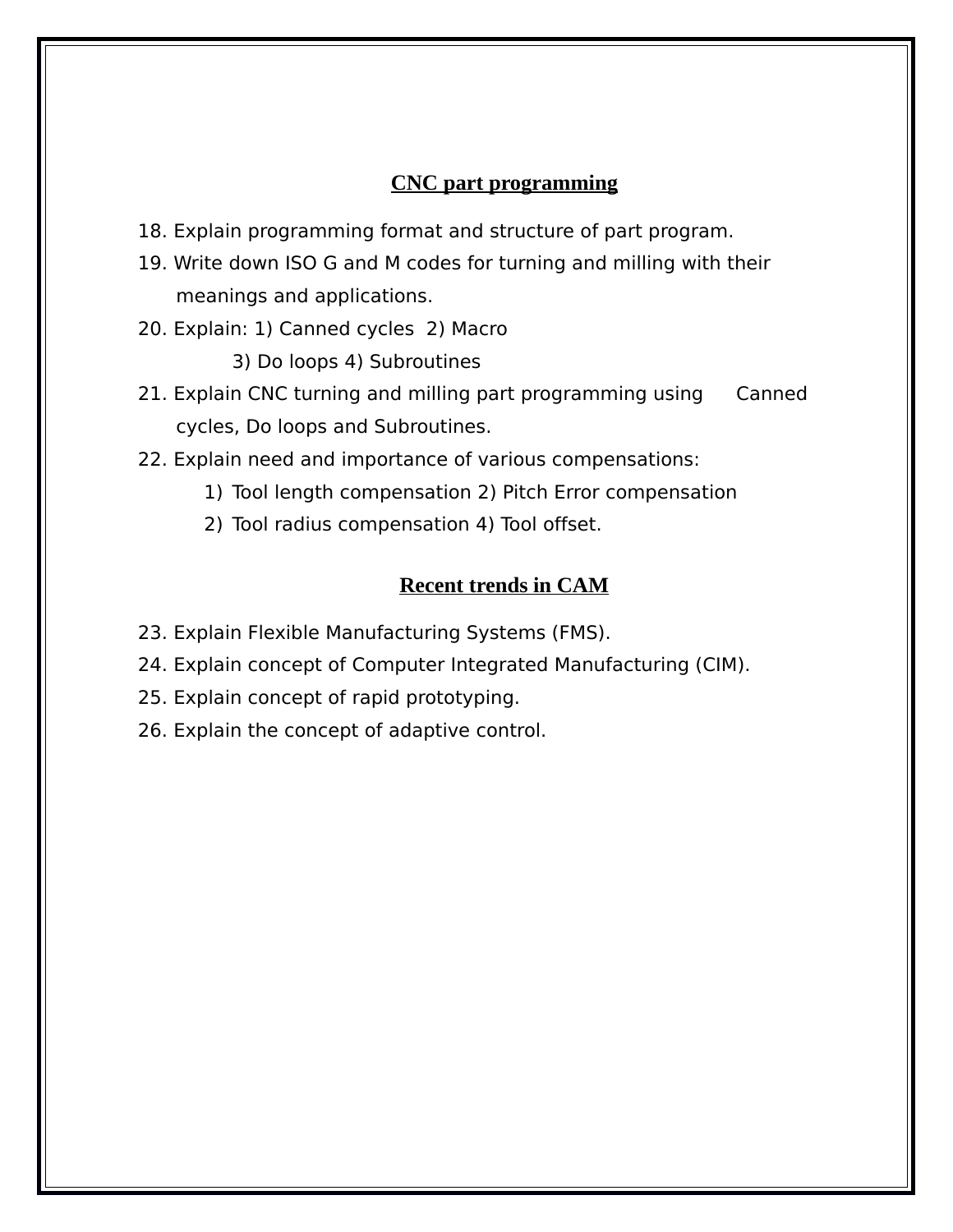## CNC part programming

18. Explain programming format and structure of part program.
19. Write down ISO G and M codes for turning and milling with their meanings and applications.
20. Explain: 1) Canned cycles 2) Macro
    3) Do loops 4) Subroutines
21. Explain CNC turning and milling part programming using Canned cycles, Do loops and Subroutines.
22. Explain need and importance of various compensations:
    1) Tool length compensation 2) Pitch Error compensation
    2) Tool radius compensation 4) Tool offset.

## Recent trends in CAM

23. Explain Flexible Manufacturing Systems (FMS).
24. Explain concept of Computer Integrated Manufacturing (CIM).
25. Explain concept of rapid prototyping.
26. Explain the concept of adaptive control.